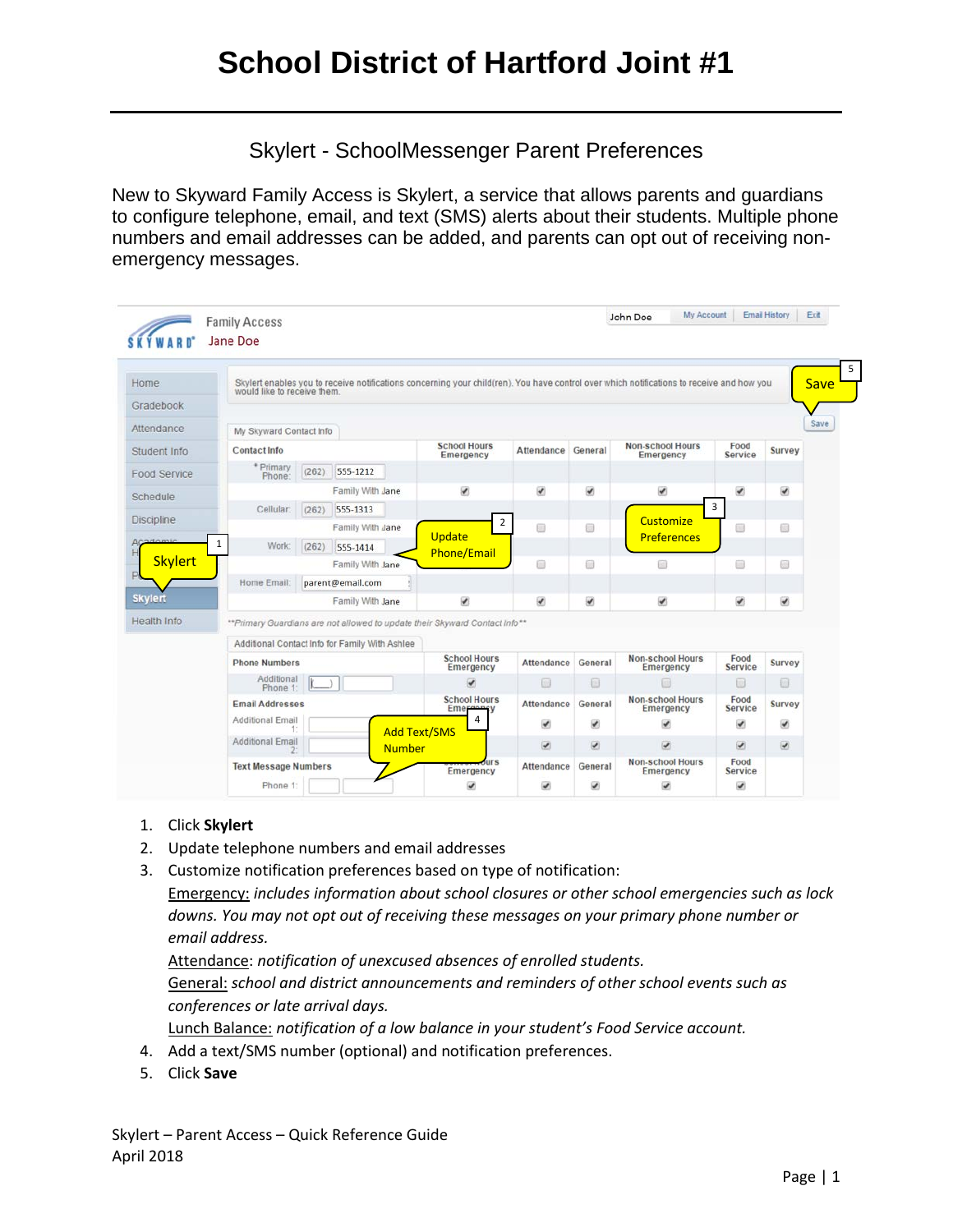# School District of Hartford Joint #1

## Skylert - SchoolMessenger Parent Preferences

New to Skyward Family Access is Skylert, a service that allows parents and guardians to configure telephone, email, and text (SMS) alerts about their students. Multiple phone numbers and email addresses can be added, and parents can opt out of receiving non-emergency messages.

1. Click **Skylert**
2. Update telephone numbers and email addresses
3. Customize notification preferences based on type of notification:
   <u>Emergency:</u> *includes information about school closures or other school emergencies such as lock downs. You may not opt out of receiving these messages on your primary phone number or email address.*
   <u>Attendance</u>: *notification of unexcused absences of enrolled students.*
   <u>General:</u> *school and district announcements and reminders of other school events such as conferences or late arrival days.*
   <u>Lunch Balance:</u> *notification of a low balance in your student's Food Service account.*
4. Add a text/SMS number (optional) and notification preferences.
5. Click **Save**

Skylert – Parent Access – Quick Reference Guide
April 2018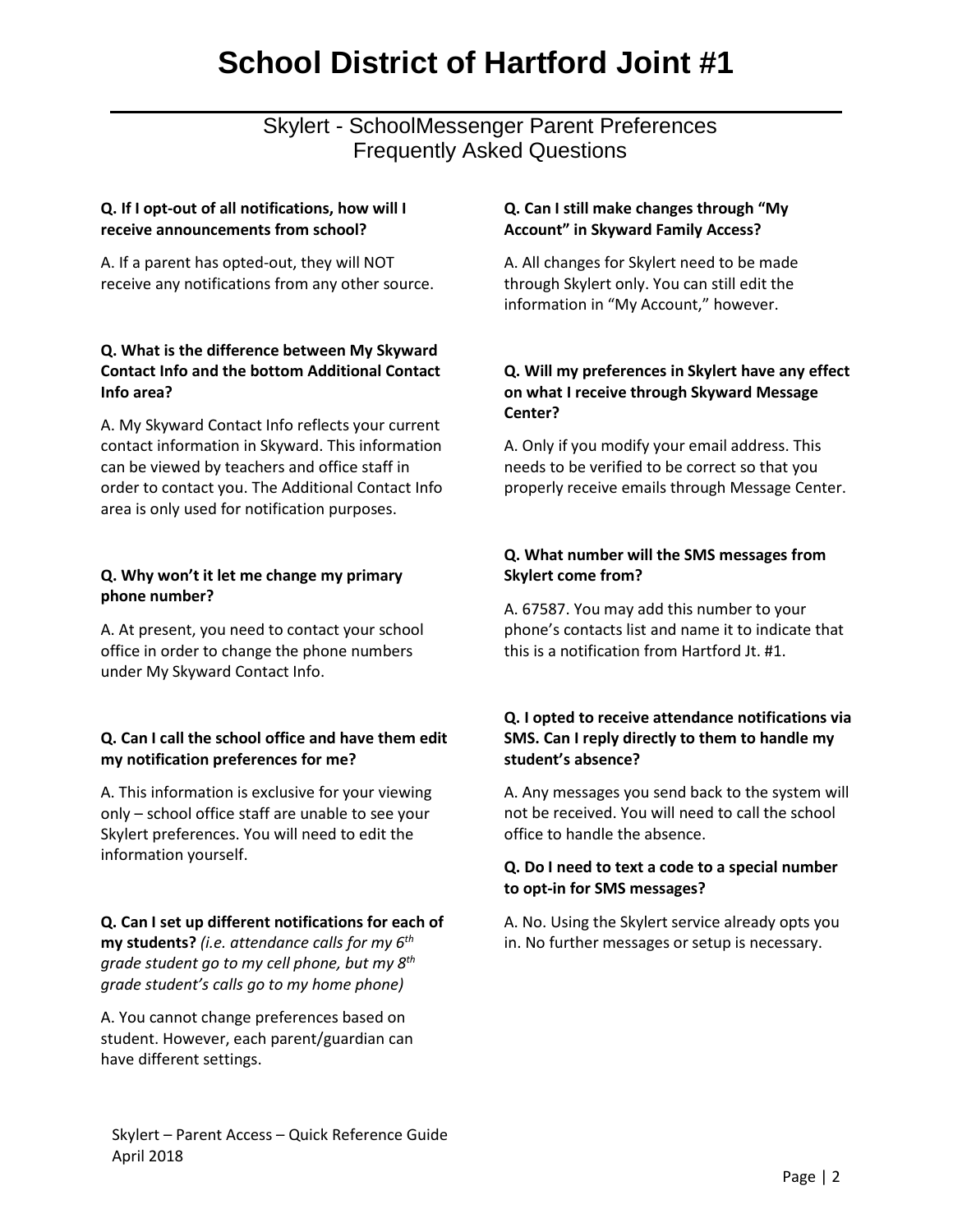# School District of Hartford Joint #1

Skylert - SchoolMessenger Parent Preferences
Frequently Asked Questions

**Q. If I opt-out of all notifications, how will I receive announcements from school?**

A. If a parent has opted-out, they will NOT receive any notifications from any other source.

**Q. What is the difference between My Skyward Contact Info and the bottom Additional Contact Info area?**

A. My Skyward Contact Info reflects your current contact information in Skyward. This information can be viewed by teachers and office staff in order to contact you. The Additional Contact Info area is only used for notification purposes.

**Q. Why won't it let me change my primary phone number?**

A. At present, you need to contact your school office in order to change the phone numbers under My Skyward Contact Info.

**Q. Can I call the school office and have them edit my notification preferences for me?**

A. This information is exclusive for your viewing only – school office staff are unable to see your Skylert preferences. You will need to edit the information yourself.

**Q. Can I set up different notifications for each of my students?** *(i.e. attendance calls for my 6th grade student go to my cell phone, but my 8th grade student's calls go to my home phone)*

A. You cannot change preferences based on student. However, each parent/guardian can have different settings.

**Q. Can I still make changes through "My Account" in Skyward Family Access?**

A. All changes for Skylert need to be made through Skylert only. You can still edit the information in "My Account," however.

**Q. Will my preferences in Skylert have any effect on what I receive through Skyward Message Center?**

A. Only if you modify your email address. This needs to be verified to be correct so that you properly receive emails through Message Center.

**Q. What number will the SMS messages from Skylert come from?**

A. 67587. You may add this number to your phone's contacts list and name it to indicate that this is a notification from Hartford Jt. #1.

**Q. I opted to receive attendance notifications via SMS. Can I reply directly to them to handle my student's absence?**

A. Any messages you send back to the system will not be received. You will need to call the school office to handle the absence.

**Q. Do I need to text a code to a special number to opt-in for SMS messages?**

A. No. Using the Skylert service already opts you in. No further messages or setup is necessary.

Skylert – Parent Access – Quick Reference Guide
April 2018